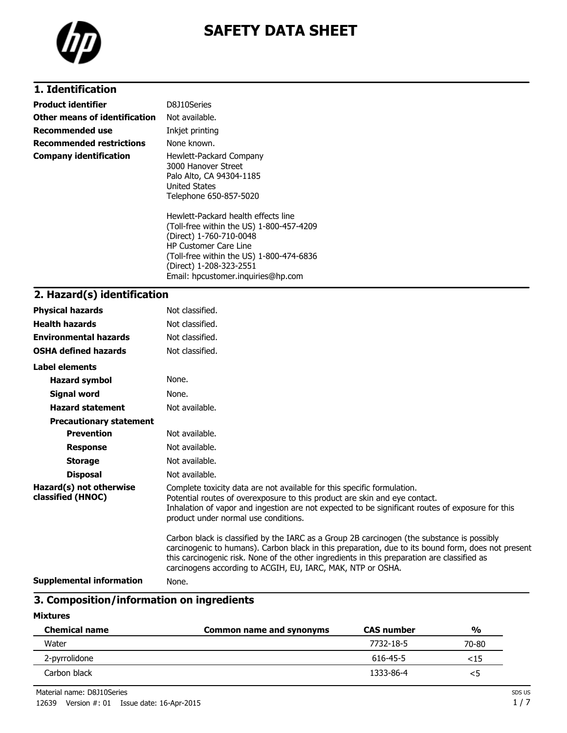# SAFETY DATA SHEET

## 1. Identification

| | |
|---|---|
| **Product identifier** | D8J10Series |
| **Other means of identification** | Not available. |
| **Recommended use** | Inkjet printing |
| **Recommended restrictions** | None known. |
| **Company identification** | Hewlett-Packard Company<br>3000 Hanover Street<br>Palo Alto, CA 94304-1185<br>United States<br>Telephone 650-857-5020<br><br>Hewlett-Packard health effects line<br>(Toll-free within the US) 1-800-457-4209<br>(Direct) 1-760-710-0048<br>HP Customer Care Line<br>(Toll-free within the US) 1-800-474-6836<br>(Direct) 1-208-323-2551<br>Email: hpcustomer.inquiries@hp.com |

## 2. Hazard(s) identification

| | |
|---|---|
| **Physical hazards** | Not classified. |
| **Health hazards** | Not classified. |
| **Environmental hazards** | Not classified. |
| **OSHA defined hazards** | Not classified. |

**Label elements**

| | |
|---|---|
| **Hazard symbol** | None. |
| **Signal word** | None. |
| **Hazard statement** | Not available. |
| **Precautionary statement** | |
| **Prevention** | Not available. |
| **Response** | Not available. |
| **Storage** | Not available. |
| **Disposal** | Not available. |

**Hazard(s) not otherwise classified (HNOC)**

Complete toxicity data are not available for this specific formulation.
Potential routes of overexposure to this product are skin and eye contact.
Inhalation of vapor and ingestion are not expected to be significant routes of exposure for this product under normal use conditions.

Carbon black is classified by the IARC as a Group 2B carcinogen (the substance is possibly carcinogenic to humans). Carbon black in this preparation, due to its bound form, does not present this carcinogenic risk. None of the other ingredients in this preparation are classified as carcinogens according to ACGIH, EU, IARC, MAK, NTP or OSHA.

**Supplemental information** None.

## 3. Composition/information on ingredients

**Mixtures**

| Chemical name | Common name and synonyms | CAS number | % |
|---|---|---|---|
| Water | | 7732-18-5 | 70-80 |
| 2-pyrrolidone | | 616-45-5 | <15 |
| Carbon black | | 1333-86-4 | <5 |

Material name: D8J10Series

12639 Version #: 01 Issue date: 16-Apr-2015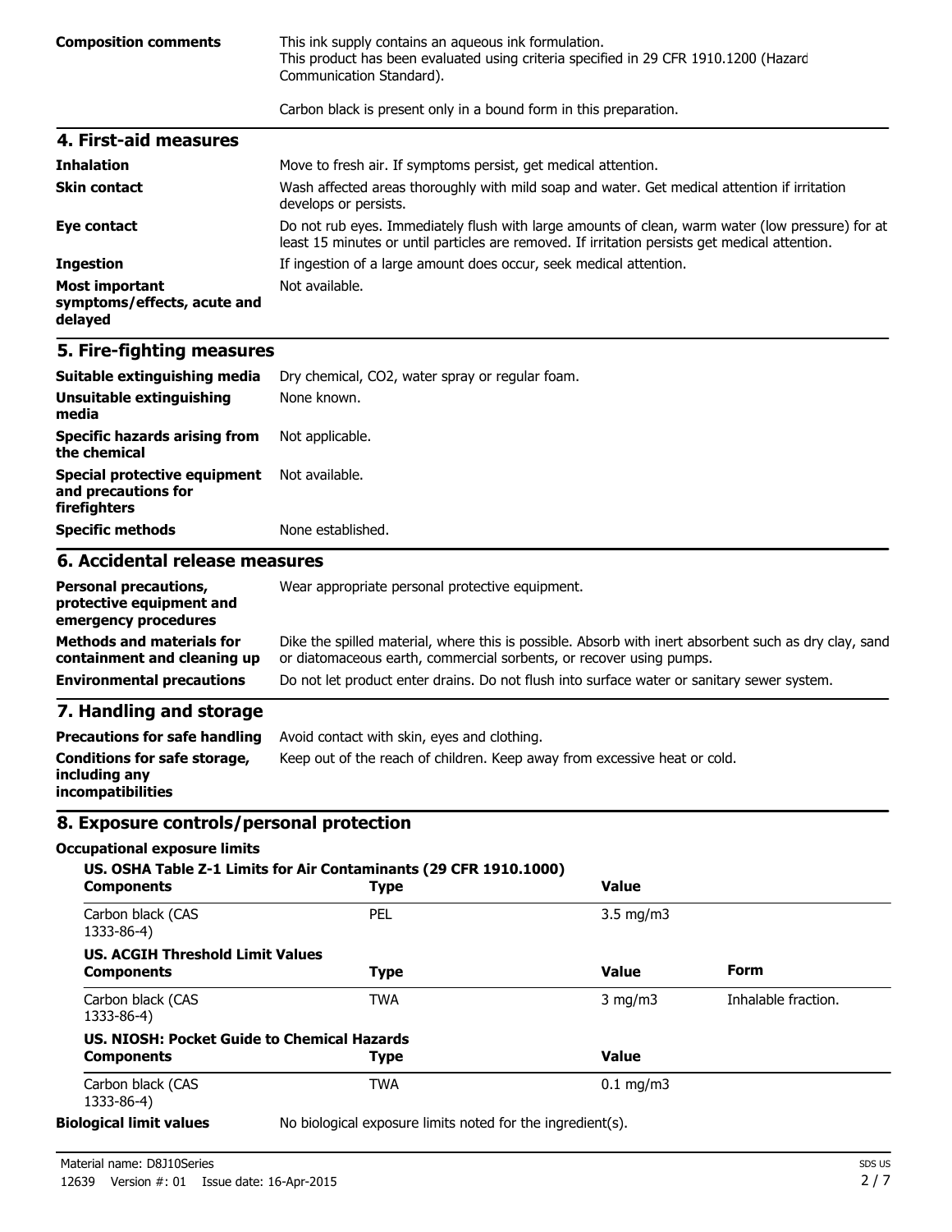| | |
|---|---|
| **Composition comments** | This ink supply contains an aqueous ink formulation. This product has been evaluated using criteria specified in 29 CFR 1910.1200 (Hazard Communication Standard). Carbon black is present only in a bound form in this preparation. |

## 4. First-aid measures

| | |
|---|---|
| **Inhalation** | Move to fresh air. If symptoms persist, get medical attention. |
| **Skin contact** | Wash affected areas thoroughly with mild soap and water. Get medical attention if irritation develops or persists. |
| **Eye contact** | Do not rub eyes. Immediately flush with large amounts of clean, warm water (low pressure) for at least 15 minutes or until particles are removed. If irritation persists get medical attention. |
| **Ingestion** | If ingestion of a large amount does occur, seek medical attention. |
| **Most important symptoms/effects, acute and delayed** | Not available. |

## 5. Fire-fighting measures

| | |
|---|---|
| **Suitable extinguishing media** | Dry chemical, CO2, water spray or regular foam. |
| **Unsuitable extinguishing media** | None known. |
| **Specific hazards arising from the chemical** | Not applicable. |
| **Special protective equipment and precautions for firefighters** | Not available. |
| **Specific methods** | None established. |

## 6. Accidental release measures

| | |
|---|---|
| **Personal precautions, protective equipment and emergency procedures** | Wear appropriate personal protective equipment. |
| **Methods and materials for containment and cleaning up** | Dike the spilled material, where this is possible. Absorb with inert absorbent such as dry clay, sand or diatomaceous earth, commercial sorbents, or recover using pumps. |
| **Environmental precautions** | Do not let product enter drains. Do not flush into surface water or sanitary sewer system. |

## 7. Handling and storage

| | |
|---|---|
| **Precautions for safe handling** | Avoid contact with skin, eyes and clothing. |
| **Conditions for safe storage, including any incompatibilities** | Keep out of the reach of children. Keep away from excessive heat or cold. |

## 8. Exposure controls/personal protection

### Occupational exposure limits

**US. OSHA Table Z-1 Limits for Air Contaminants (29 CFR 1910.1000)**

| Components | Type | Value |
|---|---|---|
| Carbon black (CAS 1333-86-4) | PEL | 3.5 mg/m3 |

**US. ACGIH Threshold Limit Values**

| Components | Type | Value | Form |
|---|---|---|---|
| Carbon black (CAS 1333-86-4) | TWA | 3 mg/m3 | Inhalable fraction. |

**US. NIOSH: Pocket Guide to Chemical Hazards**

| Components | Type | Value |
|---|---|---|
| Carbon black (CAS 1333-86-4) | TWA | 0.1 mg/m3 |

| | |
|---|---|
| **Biological limit values** | No biological exposure limits noted for the ingredient(s). |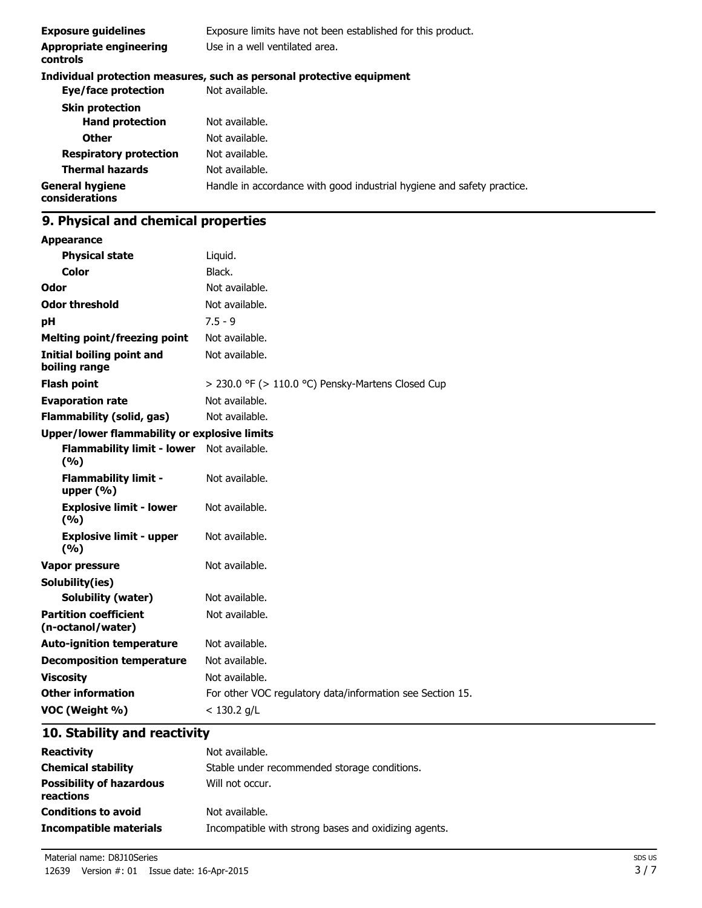| | |
|---|---|
| **Exposure guidelines** | Exposure limits have not been established for this product. |
| **Appropriate engineering controls** | Use in a well ventilated area. |

**Individual protection measures, such as personal protective equipment**

| | |
|---|---|
| **Eye/face protection** | Not available. |
| **Skin protection** | |
| **Hand protection** | Not available. |
| **Other** | Not available. |
| **Respiratory protection** | Not available. |
| **Thermal hazards** | Not available. |
| **General hygiene considerations** | Handle in accordance with good industrial hygiene and safety practice. |

## 9. Physical and chemical properties

| | |
|---|---|
| **Appearance** | |
| **Physical state** | Liquid. |
| **Color** | Black. |
| **Odor** | Not available. |
| **Odor threshold** | Not available. |
| **pH** | 7.5 - 9 |
| **Melting point/freezing point** | Not available. |
| **Initial boiling point and boiling range** | Not available. |
| **Flash point** | > 230.0 °F (> 110.0 °C) Pensky-Martens Closed Cup |
| **Evaporation rate** | Not available. |
| **Flammability (solid, gas)** | Not available. |
| **Upper/lower flammability or explosive limits** | |
| **Flammability limit - lower (%)** | Not available. |
| **Flammability limit - upper (%)** | Not available. |
| **Explosive limit - lower (%)** | Not available. |
| **Explosive limit - upper (%)** | Not available. |
| **Vapor pressure** | Not available. |
| **Solubility(ies)** | |
| **Solubility (water)** | Not available. |
| **Partition coefficient (n-octanol/water)** | Not available. |
| **Auto-ignition temperature** | Not available. |
| **Decomposition temperature** | Not available. |
| **Viscosity** | Not available. |
| **Other information** | For other VOC regulatory data/information see Section 15. |
| **VOC (Weight %)** | < 130.2 g/L |

## 10. Stability and reactivity

| | |
|---|---|
| **Reactivity** | Not available. |
| **Chemical stability** | Stable under recommended storage conditions. |
| **Possibility of hazardous reactions** | Will not occur. |
| **Conditions to avoid** | Not available. |
| **Incompatible materials** | Incompatible with strong bases and oxidizing agents. |

Material name: D8J10Series

12639 Version #: 01 Issue date: 16-Apr-2015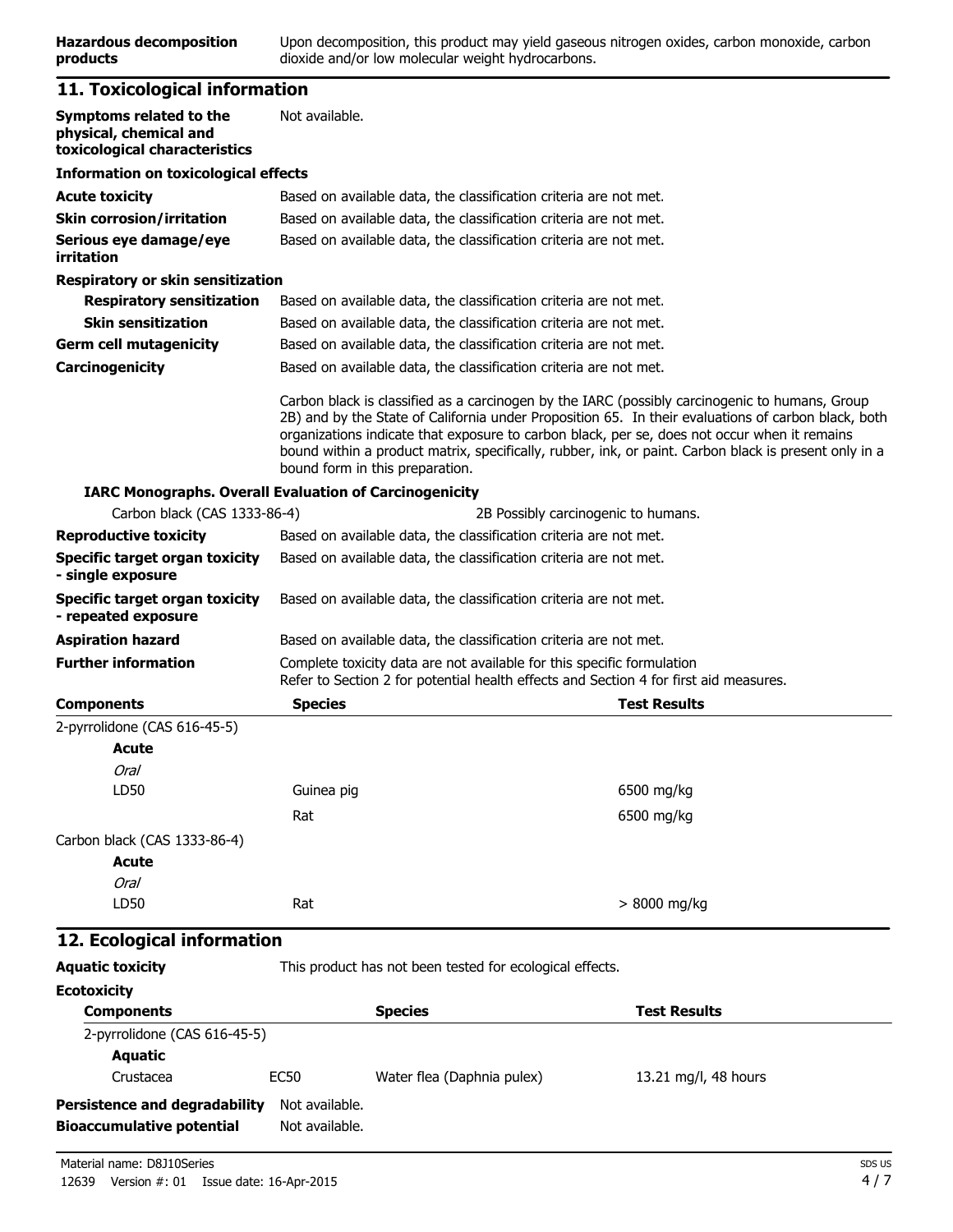**Hazardous decomposition products** Upon decomposition, this product may yield gaseous nitrogen oxides, carbon monoxide, carbon dioxide and/or low molecular weight hydrocarbons.

## 11. Toxicological information

**Symptoms related to the physical, chemical and toxicological characteristics** Not available.

**Information on toxicological effects**

**Acute toxicity** Based on available data, the classification criteria are not met.

**Skin corrosion/irritation** Based on available data, the classification criteria are not met.

**Serious eye damage/eye irritation** Based on available data, the classification criteria are not met.

**Respiratory or skin sensitization**

**Respiratory sensitization** Based on available data, the classification criteria are not met.

**Skin sensitization** Based on available data, the classification criteria are not met.

**Germ cell mutagenicity** Based on available data, the classification criteria are not met.

**Carcinogenicity** Based on available data, the classification criteria are not met.

Carbon black is classified as a carcinogen by the IARC (possibly carcinogenic to humans, Group 2B) and by the State of California under Proposition 65. In their evaluations of carbon black, both organizations indicate that exposure to carbon black, per se, does not occur when it remains bound within a product matrix, specifically, rubber, ink, or paint. Carbon black is present only in a bound form in this preparation.

**IARC Monographs. Overall Evaluation of Carcinogenicity**

| | |
|---|---|
| Carbon black (CAS 1333-86-4) | 2B Possibly carcinogenic to humans. |

**Reproductive toxicity** Based on available data, the classification criteria are not met.

**Specific target organ toxicity - single exposure** Based on available data, the classification criteria are not met.

**Specific target organ toxicity - repeated exposure** Based on available data, the classification criteria are not met.

**Aspiration hazard** Based on available data, the classification criteria are not met.

**Further information** Complete toxicity data are not available for this specific formulation
Refer to Section 2 for potential health effects and Section 4 for first aid measures.

| Components | Species | Test Results |
|---|---|---|
| 2-pyrrolidone (CAS 616-45-5) | | |
| **Acute** | | |
| *Oral* | | |
| LD50 | Guinea pig | 6500 mg/kg |
| | Rat | 6500 mg/kg |
| Carbon black (CAS 1333-86-4) | | |
| **Acute** | | |
| *Oral* | | |
| LD50 | Rat | > 8000 mg/kg |

## 12. Ecological information

**Aquatic toxicity** This product has not been tested for ecological effects.

**Ecotoxicity**

| Components | | Species | Test Results |
|---|---|---|---|
| 2-pyrrolidone (CAS 616-45-5) | | | |
| **Aquatic** | | | |
| Crustacea | EC50 | Water flea (Daphnia pulex) | 13.21 mg/l, 48 hours |

**Persistence and degradability** Not available.

**Bioaccumulative potential** Not available.

Material name: D8J10Series

12639 Version #: 01 Issue date: 16-Apr-2015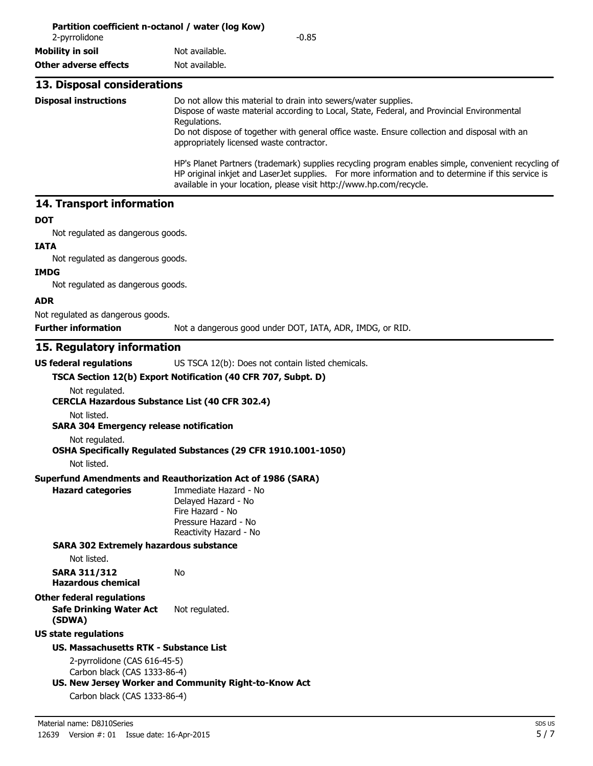**Partition coefficient n-octanol / water (log Kow)**

| | |
|---|---|
| 2-pyrrolidone | -0.85 |

| | |
|---|---|
| **Mobility in soil** | Not available. |
| **Other adverse effects** | Not available. |

## 13. Disposal considerations

**Disposal instructions**

Do not allow this material to drain into sewers/water supplies.
Dispose of waste material according to Local, State, Federal, and Provincial Environmental Regulations.
Do not dispose of together with general office waste. Ensure collection and disposal with an appropriately licensed waste contractor.

HP's Planet Partners (trademark) supplies recycling program enables simple, convenient recycling of HP original inkjet and LaserJet supplies. For more information and to determine if this service is available in your location, please visit http://www.hp.com/recycle.

## 14. Transport information

**DOT**

Not regulated as dangerous goods.

**IATA**

Not regulated as dangerous goods.

**IMDG**

Not regulated as dangerous goods.

**ADR**

Not regulated as dangerous goods.

**Further information** Not a dangerous good under DOT, IATA, ADR, IMDG, or RID.

## 15. Regulatory information

**US federal regulations** US TSCA 12(b): Does not contain listed chemicals.

**TSCA Section 12(b) Export Notification (40 CFR 707, Subpt. D)**

Not regulated.

**CERCLA Hazardous Substance List (40 CFR 302.4)**

Not listed.

**SARA 304 Emergency release notification**

Not regulated.

**OSHA Specifically Regulated Substances (29 CFR 1910.1001-1050)**

Not listed.

**Superfund Amendments and Reauthorization Act of 1986 (SARA)**

**Hazard categories**

Immediate Hazard - No
Delayed Hazard - No
Fire Hazard - No
Pressure Hazard - No
Reactivity Hazard - No

**SARA 302 Extremely hazardous substance**

Not listed.

**SARA 311/312 Hazardous chemical** No

**Other federal regulations**

**Safe Drinking Water Act (SDWA)** Not regulated.

**US state regulations**

**US. Massachusetts RTK - Substance List**

2-pyrrolidone (CAS 616-45-5)
Carbon black (CAS 1333-86-4)

**US. New Jersey Worker and Community Right-to-Know Act**

Carbon black (CAS 1333-86-4)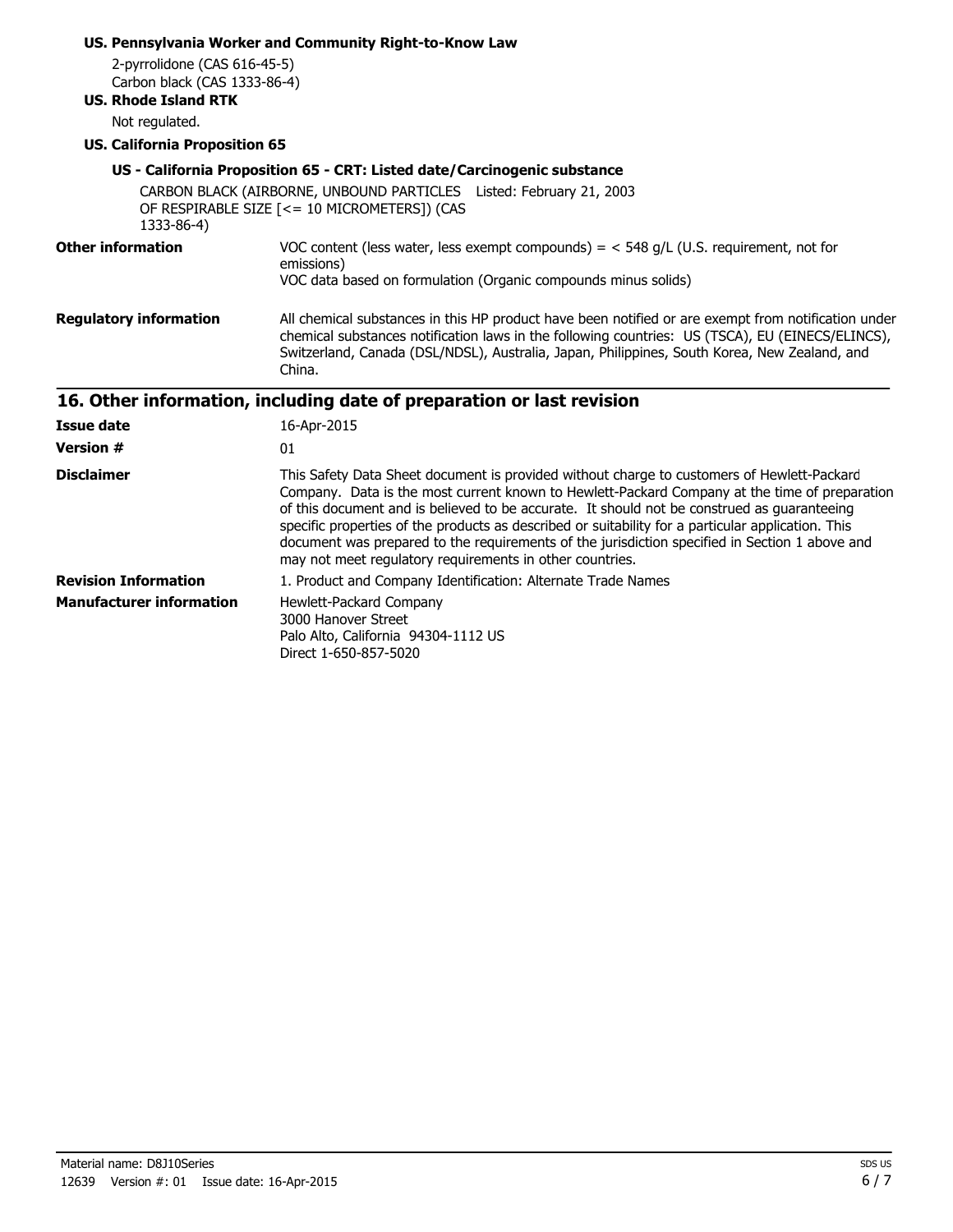**US. Pennsylvania Worker and Community Right-to-Know Law**

2-pyrrolidone (CAS 616-45-5)
Carbon black (CAS 1333-86-4)

**US. Rhode Island RTK**

Not regulated.

**US. California Proposition 65**

**US - California Proposition 65 - CRT: Listed date/Carcinogenic substance**

CARBON BLACK (AIRBORNE, UNBOUND PARTICLES OF RESPIRABLE SIZE [<= 10 MICROMETERS]) (CAS 1333-86-4) Listed: February 21, 2003

| | |
|---|---|
| **Other information** | VOC content (less water, less exempt compounds) = < 548 g/L (U.S. requirement, not for emissions)<br>VOC data based on formulation (Organic compounds minus solids) |
| **Regulatory information** | All chemical substances in this HP product have been notified or are exempt from notification under chemical substances notification laws in the following countries: US (TSCA), EU (EINECS/ELINCS), Switzerland, Canada (DSL/NDSL), Australia, Japan, Philippines, South Korea, New Zealand, and China. |

## 16. Other information, including date of preparation or last revision

| | |
|---|---|
| **Issue date** | 16-Apr-2015 |
| **Version #** | 01 |
| **Disclaimer** | This Safety Data Sheet document is provided without charge to customers of Hewlett-Packard Company. Data is the most current known to Hewlett-Packard Company at the time of preparation of this document and is believed to be accurate. It should not be construed as guaranteeing specific properties of the products as described or suitability for a particular application. This document was prepared to the requirements of the jurisdiction specified in Section 1 above and may not meet regulatory requirements in other countries. |
| **Revision Information** | 1. Product and Company Identification: Alternate Trade Names |
| **Manufacturer information** | Hewlett-Packard Company<br>3000 Hanover Street<br>Palo Alto, California 94304-1112 US<br>Direct 1-650-857-5020 |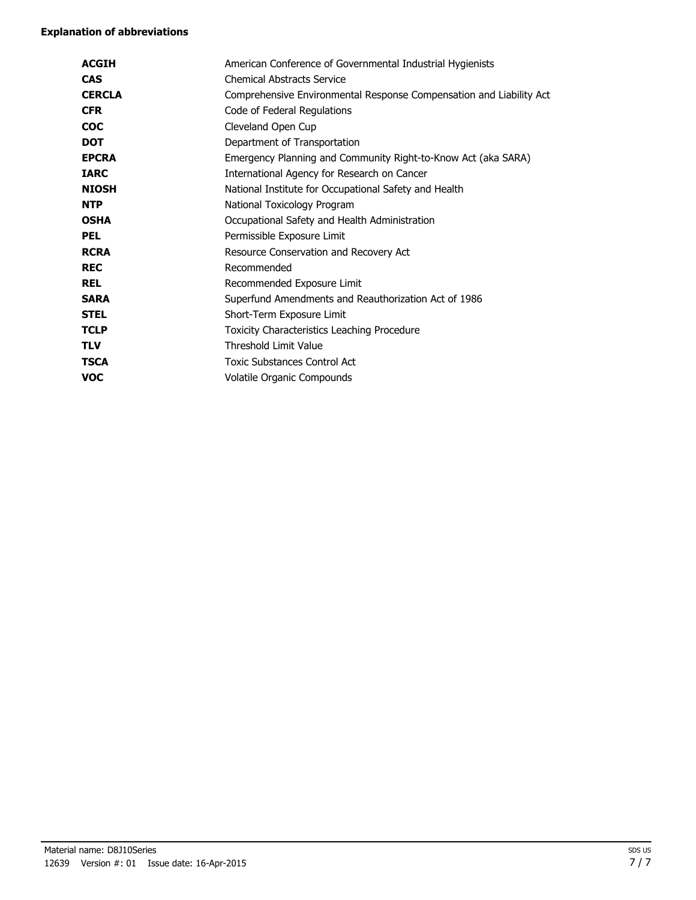**Explanation of abbreviations**

| | |
|---|---|
| **ACGIH** | American Conference of Governmental Industrial Hygienists |
| **CAS** | Chemical Abstracts Service |
| **CERCLA** | Comprehensive Environmental Response Compensation and Liability Act |
| **CFR** | Code of Federal Regulations |
| **COC** | Cleveland Open Cup |
| **DOT** | Department of Transportation |
| **EPCRA** | Emergency Planning and Community Right-to-Know Act (aka SARA) |
| **IARC** | International Agency for Research on Cancer |
| **NIOSH** | National Institute for Occupational Safety and Health |
| **NTP** | National Toxicology Program |
| **OSHA** | Occupational Safety and Health Administration |
| **PEL** | Permissible Exposure Limit |
| **RCRA** | Resource Conservation and Recovery Act |
| **REC** | Recommended |
| **REL** | Recommended Exposure Limit |
| **SARA** | Superfund Amendments and Reauthorization Act of 1986 |
| **STEL** | Short-Term Exposure Limit |
| **TCLP** | Toxicity Characteristics Leaching Procedure |
| **TLV** | Threshold Limit Value |
| **TSCA** | Toxic Substances Control Act |
| **VOC** | Volatile Organic Compounds |